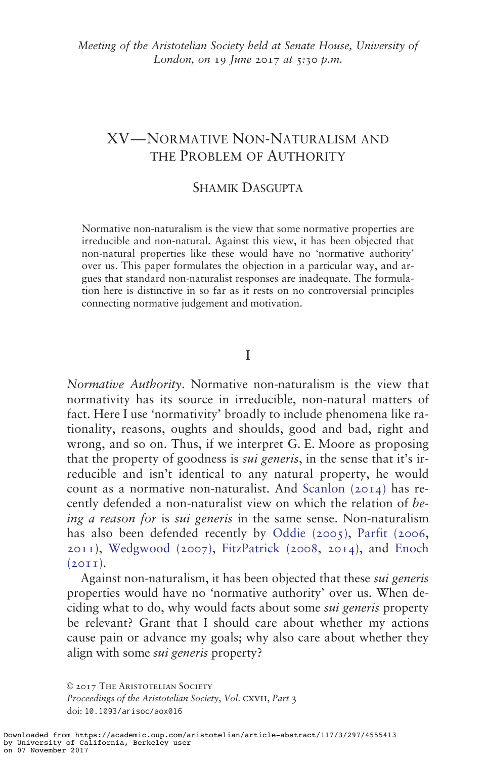*Meeting of the Aristotelian Society held at Senate House, University of London, on 19 June 2017 at 5:30 p.m.*

# XV—Normative Non-Naturalism and the Problem of Authority

## Shamik Dasgupta

Normative non-naturalism is the view that some normative properties are irreducible and non-natural. Against this view, it has been objected that non-natural properties like these would have no 'normative authority' over us. This paper formulates the objection in a particular way, and argues that standard non-naturalist responses are inadequate. The formulation here is distinctive in so far as it rests on no controversial principles connecting normative judgement and motivation.

## I

*Normative Authority*. Normative non-naturalism is the view that normativity has its source in irreducible, non-natural matters of fact. Here I use 'normativity' broadly to include phenomena like rationality, reasons, oughts and shoulds, good and bad, right and wrong, and so on. Thus, if we interpret G. E. Moore as proposing that the property of goodness is *sui generis*, in the sense that it's irreducible and isn't identical to any natural property, he would count as a normative non-naturalist. And Scanlon (2014) has recently defended a non-naturalist view on which the relation of *being a reason for* is *sui generis* in the same sense. Non-naturalism has also been defended recently by Oddie (2005), Parfit (2006, 2011), Wedgwood (2007), FitzPatrick (2008, 2014), and Enoch (2011).

Against non-naturalism, it has been objected that these *sui generis* properties would have no 'normative authority' over us. When deciding what to do, why would facts about some *sui generis* property be relevant? Grant that I should care about whether my actions cause pain or advance my goals; why also care about whether they align with some *sui generis* property?

© 2017 The Aristotelian Society
*Proceedings of the Aristotelian Society*, Vol. CXVII, Part 3
doi: 10.1093/arisoc/aox016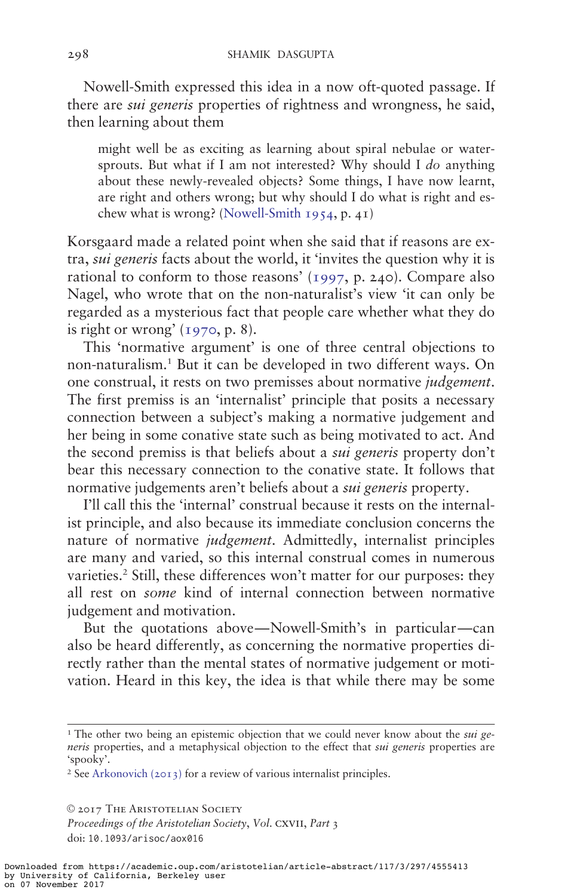Nowell-Smith expressed this idea in a now oft-quoted passage. If there are *sui generis* properties of rightness and wrongness, he said, then learning about them

> might well be as exciting as learning about spiral nebulae or water-sprouts. But what if I am not interested? Why should I *do* anything about these newly-revealed objects? Some things, I have now learnt, are right and others wrong; but why should I do what is right and eschew what is wrong? (Nowell-Smith 1954, p. 41)

Korsgaard made a related point when she said that if reasons are extra, *sui generis* facts about the world, it 'invites the question why it is rational to conform to those reasons' (1997, p. 240). Compare also Nagel, who wrote that on the non-naturalist's view 'it can only be regarded as a mysterious fact that people care whether what they do is right or wrong' (1970, p. 8).

This 'normative argument' is one of three central objections to non-naturalism.[1] But it can be developed in two different ways. On one construal, it rests on two premisses about normative *judgement*. The first premiss is an 'internalist' principle that posits a necessary connection between a subject's making a normative judgement and her being in some conative state such as being motivated to act. And the second premiss is that beliefs about a *sui generis* property don't bear this necessary connection to the conative state. It follows that normative judgements aren't beliefs about a *sui generis* property.

I'll call this the 'internal' construal because it rests on the internalist principle, and also because its immediate conclusion concerns the nature of normative *judgement*. Admittedly, internalist principles are many and varied, so this internal construal comes in numerous varieties.[2] Still, these differences won't matter for our purposes: they all rest on *some* kind of internal connection between normative judgement and motivation.

But the quotations above—Nowell-Smith's in particular—can also be heard differently, as concerning the normative properties directly rather than the mental states of normative judgement or motivation. Heard in this key, the idea is that while there may be some

---

[1] The other two being an epistemic objection that we could never know about the *sui generis* properties, and a metaphysical objection to the effect that *sui generis* properties are 'spooky'.

[2] See Arkonovich (2013) for a review of various internalist principles.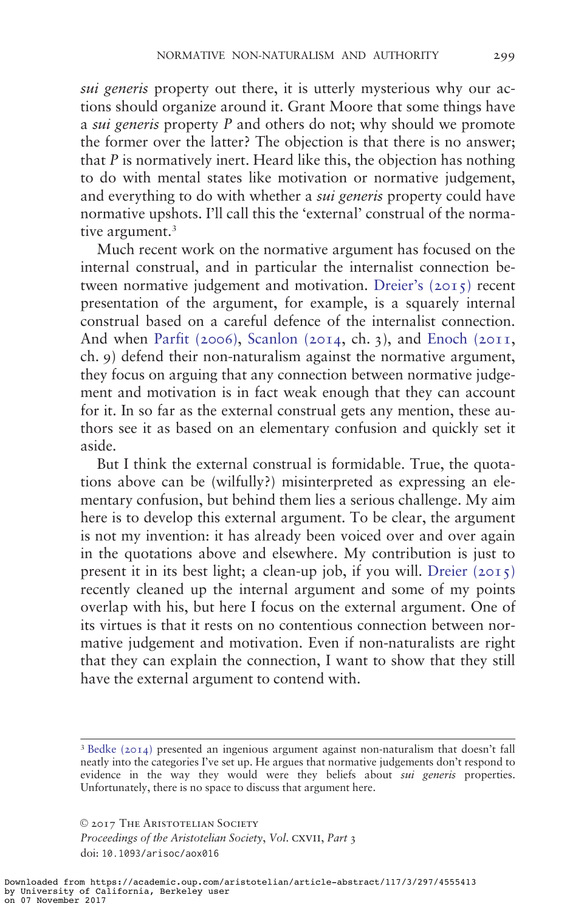*sui generis* property out there, it is utterly mysterious why our actions should organize around it. Grant Moore that some things have a *sui generis* property *P* and others do not; why should we promote the former over the latter? The objection is that there is no answer; that *P* is normatively inert. Heard like this, the objection has nothing to do with mental states like motivation or normative judgement, and everything to do with whether a *sui generis* property could have normative upshots. I'll call this the 'external' construal of the normative argument.[3]

Much recent work on the normative argument has focused on the internal construal, and in particular the internalist connection between normative judgement and motivation. Dreier's (2015) recent presentation of the argument, for example, is a squarely internal construal based on a careful defence of the internalist connection. And when Parfit (2006), Scanlon (2014, ch. 3), and Enoch (2011, ch. 9) defend their non-naturalism against the normative argument, they focus on arguing that any connection between normative judgement and motivation is in fact weak enough that they can account for it. In so far as the external construal gets any mention, these authors see it as based on an elementary confusion and quickly set it aside.

But I think the external construal is formidable. True, the quotations above can be (wilfully?) misinterpreted as expressing an elementary confusion, but behind them lies a serious challenge. My aim here is to develop this external argument. To be clear, the argument is not my invention: it has already been voiced over and over again in the quotations above and elsewhere. My contribution is just to present it in its best light; a clean-up job, if you will. Dreier (2015) recently cleaned up the internal argument and some of my points overlap with his, but here I focus on the external argument. One of its virtues is that it rests on no contentious connection between normative judgement and motivation. Even if non-naturalists are right that they can explain the connection, I want to show that they still have the external argument to contend with.

[3] Bedke (2014) presented an ingenious argument against non-naturalism that doesn't fall neatly into the categories I've set up. He argues that normative judgements don't respond to evidence in the way they would were they beliefs about *sui generis* properties. Unfortunately, there is no space to discuss that argument here.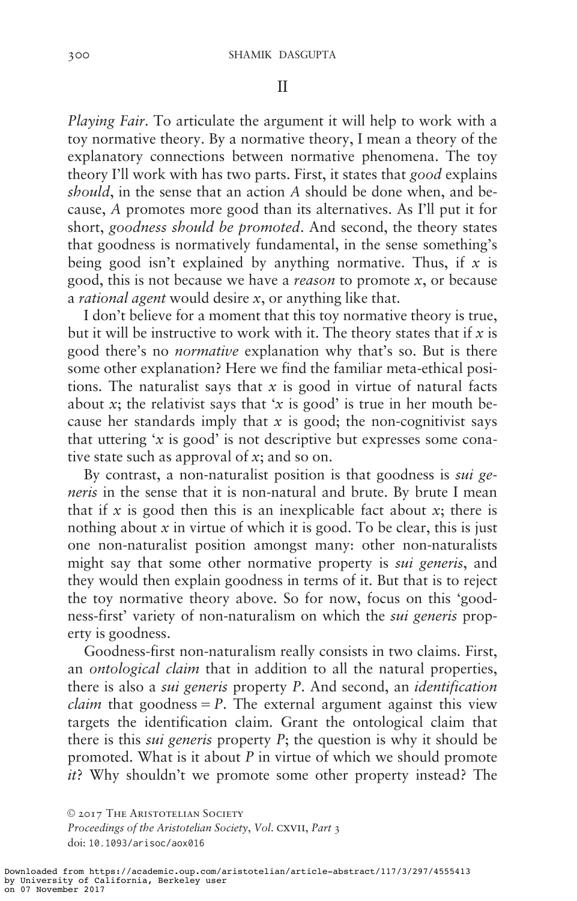## II

*Playing Fair*. To articulate the argument it will help to work with a toy normative theory. By a normative theory, I mean a theory of the explanatory connections between normative phenomena. The toy theory I'll work with has two parts. First, it states that *good* explains *should*, in the sense that an action *A* should be done when, and because, *A* promotes more good than its alternatives. As I'll put it for short, *goodness should be promoted*. And second, the theory states that goodness is normatively fundamental, in the sense something's being good isn't explained by anything normative. Thus, if *x* is good, this is not because we have a *reason* to promote *x*, or because a *rational agent* would desire *x*, or anything like that.

I don't believe for a moment that this toy normative theory is true, but it will be instructive to work with it. The theory states that if *x* is good there's no *normative* explanation why that's so. But is there some other explanation? Here we find the familiar meta-ethical positions. The naturalist says that *x* is good in virtue of natural facts about *x*; the relativist says that '*x* is good' is true in her mouth because her standards imply that *x* is good; the non-cognitivist says that uttering '*x* is good' is not descriptive but expresses some conative state such as approval of *x*; and so on.

By contrast, a non-naturalist position is that goodness is *sui generis* in the sense that it is non-natural and brute. By brute I mean that if *x* is good then this is an inexplicable fact about *x*; there is nothing about *x* in virtue of which it is good. To be clear, this is just one non-naturalist position amongst many: other non-naturalists might say that some other normative property is *sui generis*, and they would then explain goodness in terms of it. But that is to reject the toy normative theory above. So for now, focus on this 'goodness-first' variety of non-naturalism on which the *sui generis* property is goodness.

Goodness-first non-naturalism really consists in two claims. First, an *ontological claim* that in addition to all the natural properties, there is also a *sui generis* property *P*. And second, an *identification claim* that goodness = *P*. The external argument against this view targets the identification claim. Grant the ontological claim that there is this *sui generis* property *P*; the question is why it should be promoted. What is it about *P* in virtue of which we should promote *it*? Why shouldn't we promote some other property instead? The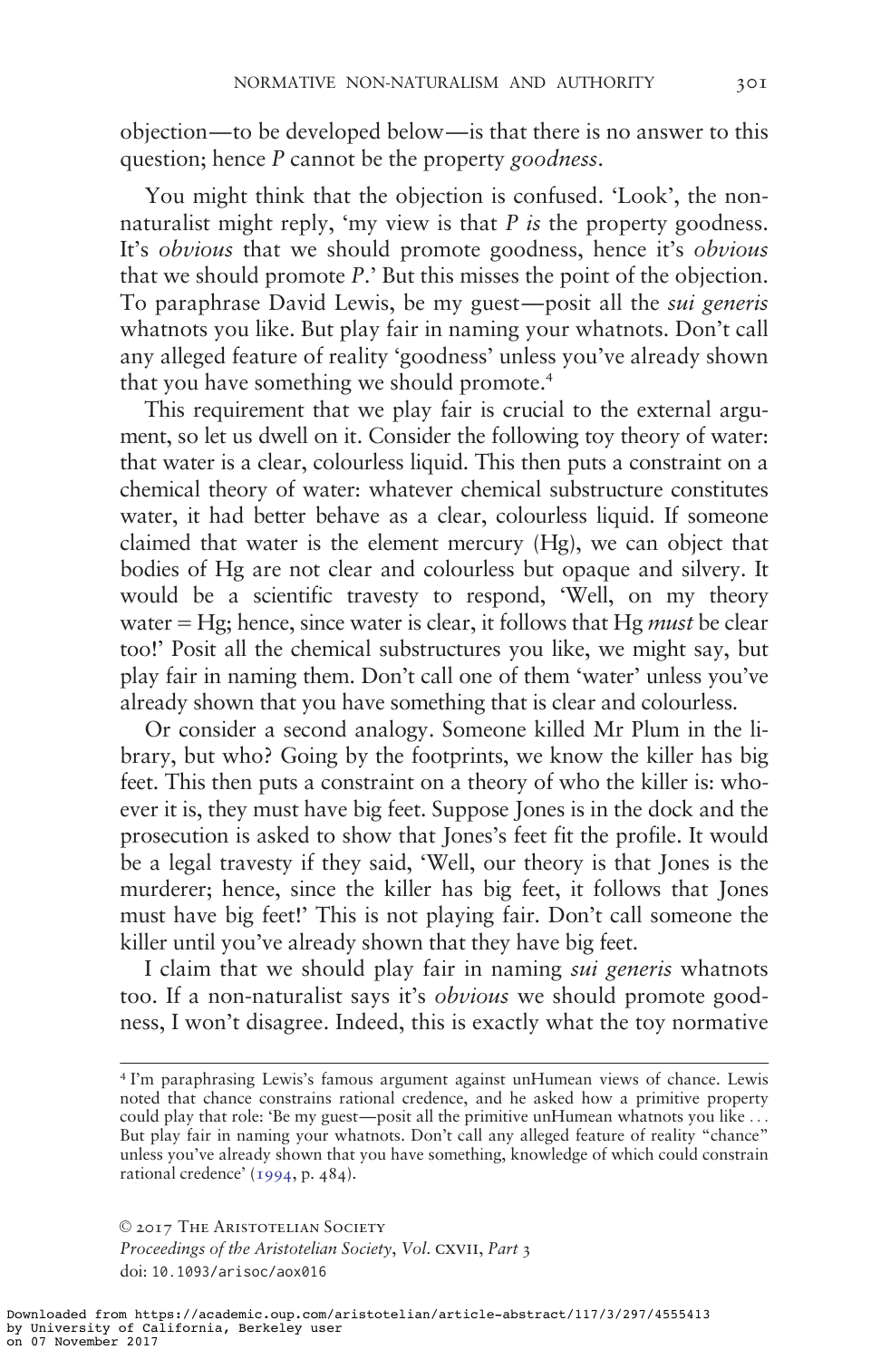objection—to be developed below—is that there is no answer to this question; hence *P* cannot be the property *goodness*.

You might think that the objection is confused. 'Look', the non-naturalist might reply, 'my view is that *P is* the property goodness. It's *obvious* that we should promote goodness, hence it's *obvious* that we should promote *P*.' But this misses the point of the objection. To paraphrase David Lewis, be my guest—posit all the *sui generis* whatnots you like. But play fair in naming your whatnots. Don't call any alleged feature of reality 'goodness' unless you've already shown that you have something we should promote.[4]

This requirement that we play fair is crucial to the external argument, so let us dwell on it. Consider the following toy theory of water: that water is a clear, colourless liquid. This then puts a constraint on a chemical theory of water: whatever chemical substructure constitutes water, it had better behave as a clear, colourless liquid. If someone claimed that water is the element mercury (Hg), we can object that bodies of Hg are not clear and colourless but opaque and silvery. It would be a scientific travesty to respond, 'Well, on my theory water = Hg; hence, since water is clear, it follows that Hg *must* be clear too!' Posit all the chemical substructures you like, we might say, but play fair in naming them. Don't call one of them 'water' unless you've already shown that you have something that is clear and colourless.

Or consider a second analogy. Someone killed Mr Plum in the library, but who? Going by the footprints, we know the killer has big feet. This then puts a constraint on a theory of who the killer is: whoever it is, they must have big feet. Suppose Jones is in the dock and the prosecution is asked to show that Jones's feet fit the profile. It would be a legal travesty if they said, 'Well, our theory is that Jones is the murderer; hence, since the killer has big feet, it follows that Jones must have big feet!' This is not playing fair. Don't call someone the killer until you've already shown that they have big feet.

I claim that we should play fair in naming *sui generis* whatnots too. If a non-naturalist says it's *obvious* we should promote goodness, I won't disagree. Indeed, this is exactly what the toy normative

---

[4] I'm paraphrasing Lewis's famous argument against unHumean views of chance. Lewis noted that chance constrains rational credence, and he asked how a primitive property could play that role: 'Be my guest—posit all the primitive unHumean whatnots you like ... But play fair in naming your whatnots. Don't call any alleged feature of reality "chance" unless you've already shown that you have something, knowledge of which could constrain rational credence' (1994, p. 484).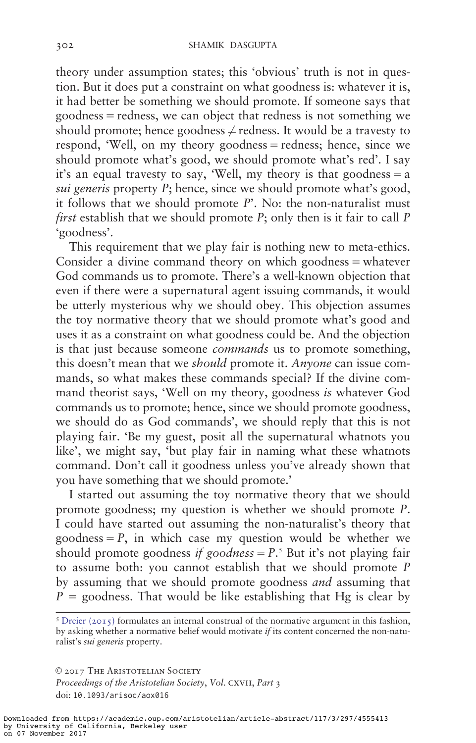theory under assumption states; this 'obvious' truth is not in question. But it does put a constraint on what goodness is: whatever it is, it had better be something we should promote. If someone says that goodness = redness, we can object that redness is not something we should promote; hence goodness ≠ redness. It would be a travesty to respond, 'Well, on my theory goodness = redness; hence, since we should promote what's good, we should promote what's red'. I say it's an equal travesty to say, 'Well, my theory is that goodness = a *sui generis* property *P*; hence, since we should promote what's good, it follows that we should promote *P*'. No: the non-naturalist must *first* establish that we should promote *P*; only then is it fair to call *P* 'goodness'.

This requirement that we play fair is nothing new to meta-ethics. Consider a divine command theory on which goodness = whatever God commands us to promote. There's a well-known objection that even if there were a supernatural agent issuing commands, it would be utterly mysterious why we should obey. This objection assumes the toy normative theory that we should promote what's good and uses it as a constraint on what goodness could be. And the objection is that just because someone *commands* us to promote something, this doesn't mean that we *should* promote it. *Anyone* can issue commands, so what makes these commands special? If the divine command theorist says, 'Well on my theory, goodness *is* whatever God commands us to promote; hence, since we should promote goodness, we should do as God commands', we should reply that this is not playing fair. 'Be my guest, posit all the supernatural whatnots you like', we might say, 'but play fair in naming what these whatnots command. Don't call it goodness unless you've already shown that you have something that we should promote.'

I started out assuming the toy normative theory that we should promote goodness; my question is whether we should promote *P*. I could have started out assuming the non-naturalist's theory that goodness = *P*, in which case my question would be whether we should promote goodness *if goodness* = *P*.[5] But it's not playing fair to assume both: you cannot establish that we should promote *P* by assuming that we should promote goodness *and* assuming that *P* = goodness. That would be like establishing that Hg is clear by

[5] Dreier (2015) formulates an internal construal of the normative argument in this fashion, by asking whether a normative belief would motivate *if* its content concerned the non-naturalist's *sui generis* property.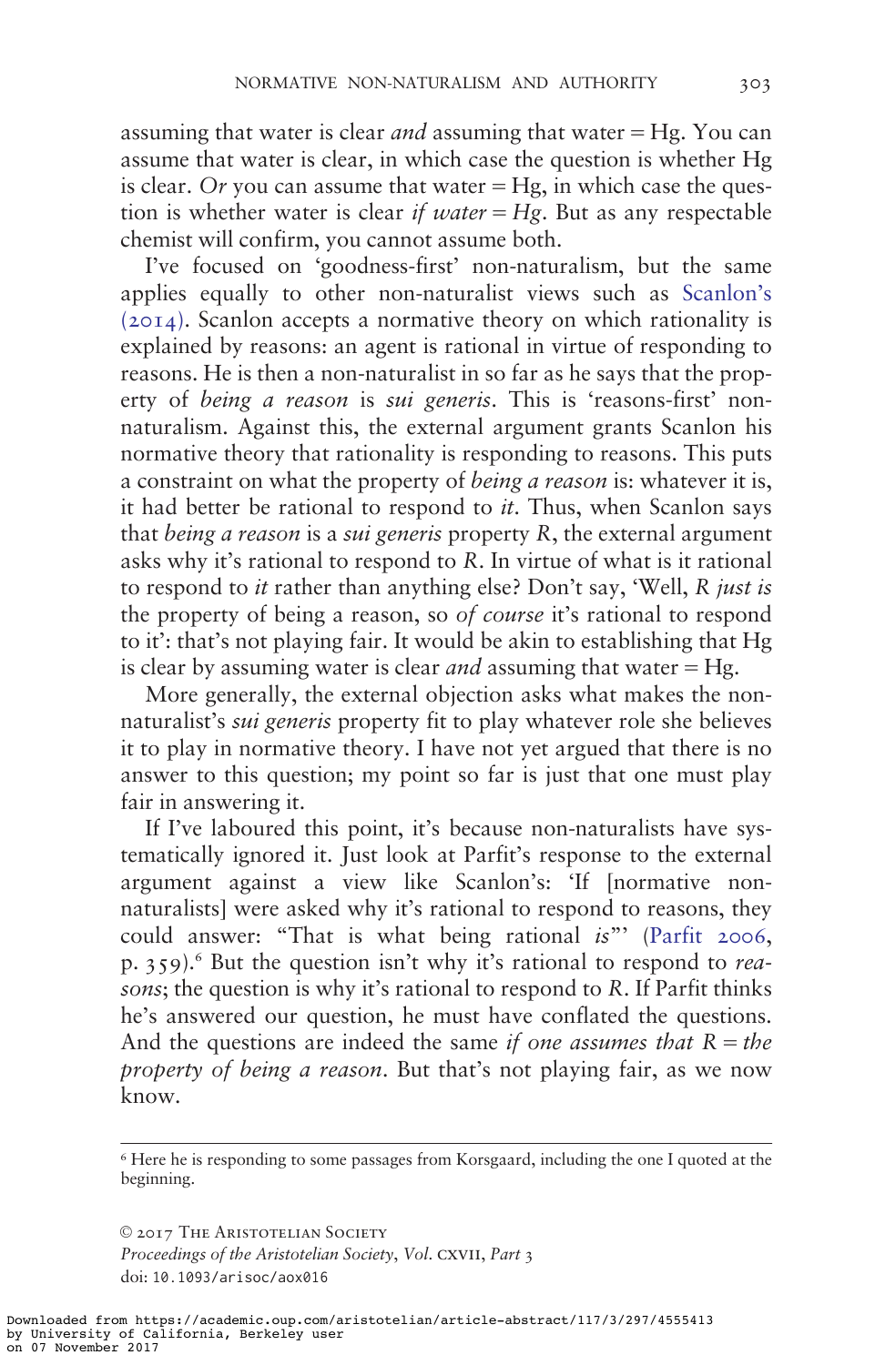assuming that water is clear *and* assuming that water = Hg. You can assume that water is clear, in which case the question is whether Hg is clear. *Or* you can assume that water = Hg, in which case the question is whether water is clear *if water = Hg*. But as any respectable chemist will confirm, you cannot assume both.

I've focused on 'goodness-first' non-naturalism, but the same applies equally to other non-naturalist views such as Scanlon's (2014). Scanlon accepts a normative theory on which rationality is explained by reasons: an agent is rational in virtue of responding to reasons. He is then a non-naturalist in so far as he says that the property of *being a reason* is *sui generis*. This is 'reasons-first' non-naturalism. Against this, the external argument grants Scanlon his normative theory that rationality is responding to reasons. This puts a constraint on what the property of *being a reason* is: whatever it is, it had better be rational to respond to *it*. Thus, when Scanlon says that *being a reason* is a *sui generis* property *R*, the external argument asks why it's rational to respond to *R*. In virtue of what is it rational to respond to *it* rather than anything else? Don't say, 'Well, *R just is* the property of being a reason, so *of course* it's rational to respond to it': that's not playing fair. It would be akin to establishing that Hg is clear by assuming water is clear *and* assuming that water = Hg.

More generally, the external objection asks what makes the non-naturalist's *sui generis* property fit to play whatever role she believes it to play in normative theory. I have not yet argued that there is no answer to this question; my point so far is just that one must play fair in answering it.

If I've laboured this point, it's because non-naturalists have systematically ignored it. Just look at Parfit's response to the external argument against a view like Scanlon's: 'If [normative non-naturalists] were asked why it's rational to respond to reasons, they could answer: "That is what being rational *is*"' (Parfit 2006, p. 359).[6] But the question isn't why it's rational to respond to *reasons*; the question is why it's rational to respond to *R*. If Parfit thinks he's answered our question, he must have conflated the questions. And the questions are indeed the same *if one assumes that R = the property of being a reason*. But that's not playing fair, as we now know.

---

[6] Here he is responding to some passages from Korsgaard, including the one I quoted at the beginning.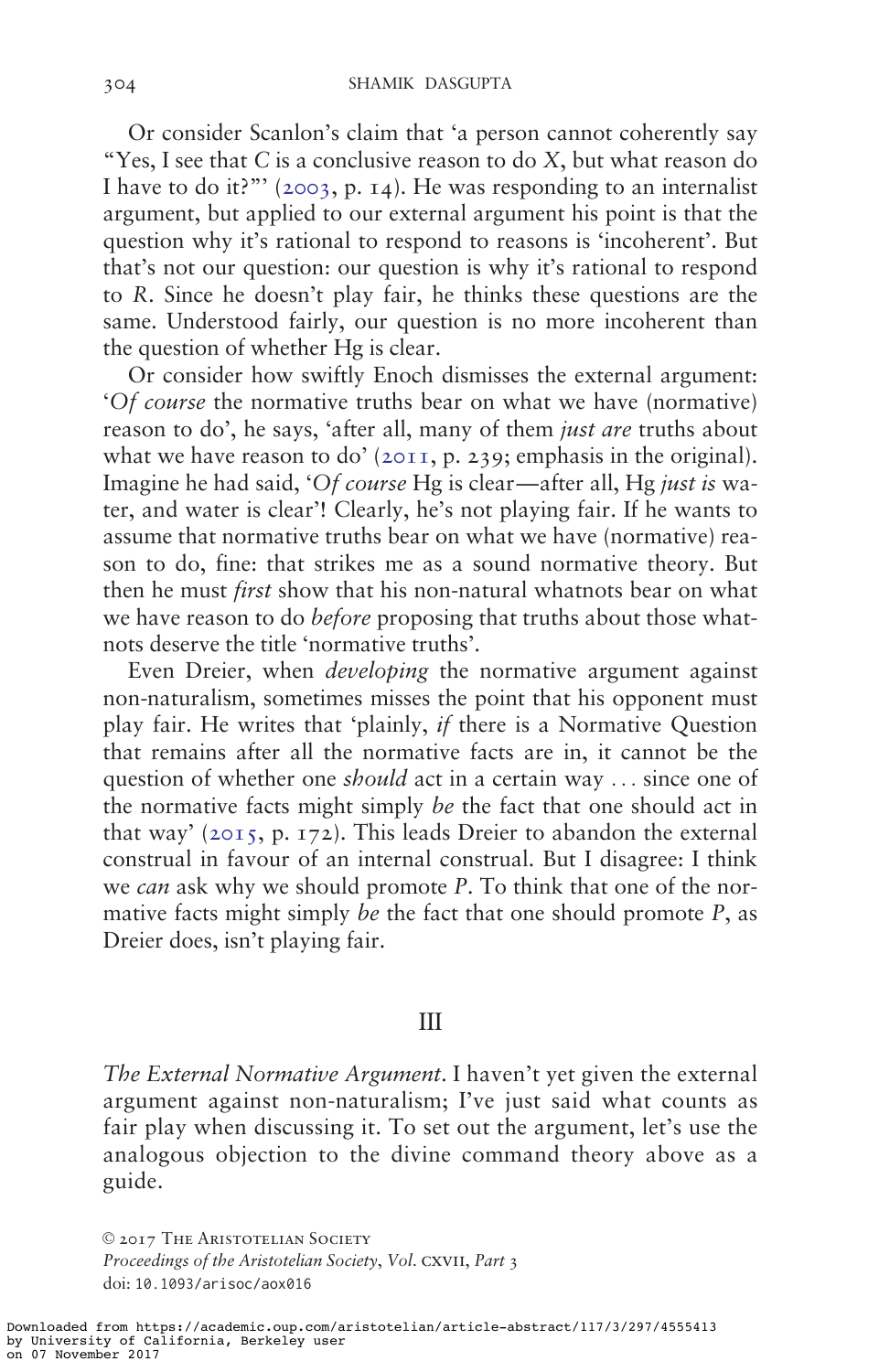Or consider Scanlon's claim that 'a person cannot coherently say "Yes, I see that *C* is a conclusive reason to do *X*, but what reason do I have to do it?"' (2003, p. 14). He was responding to an internalist argument, but applied to our external argument his point is that the question why it's rational to respond to reasons is 'incoherent'. But that's not our question: our question is why it's rational to respond to *R*. Since he doesn't play fair, he thinks these questions are the same. Understood fairly, our question is no more incoherent than the question of whether Hg is clear.

Or consider how swiftly Enoch dismisses the external argument: '*Of course* the normative truths bear on what we have (normative) reason to do', he says, 'after all, many of them *just are* truths about what we have reason to do' (2011, p. 239; emphasis in the original). Imagine he had said, '*Of course* Hg is clear—after all, Hg *just is* water, and water is clear'! Clearly, he's not playing fair. If he wants to assume that normative truths bear on what we have (normative) reason to do, fine: that strikes me as a sound normative theory. But then he must *first* show that his non-natural whatnots bear on what we have reason to do *before* proposing that truths about those whatnots deserve the title 'normative truths'.

Even Dreier, when *developing* the normative argument against non-naturalism, sometimes misses the point that his opponent must play fair. He writes that 'plainly, *if* there is a Normative Question that remains after all the normative facts are in, it cannot be the question of whether one *should* act in a certain way … since one of the normative facts might simply *be* the fact that one should act in that way' (2015, p. 172). This leads Dreier to abandon the external construal in favour of an internal construal. But I disagree: I think we *can* ask why we should promote *P*. To think that one of the normative facts might simply *be* the fact that one should promote *P*, as Dreier does, isn't playing fair.

## III

*The External Normative Argument*. I haven't yet given the external argument against non-naturalism; I've just said what counts as fair play when discussing it. To set out the argument, let's use the analogous objection to the divine command theory above as a guide.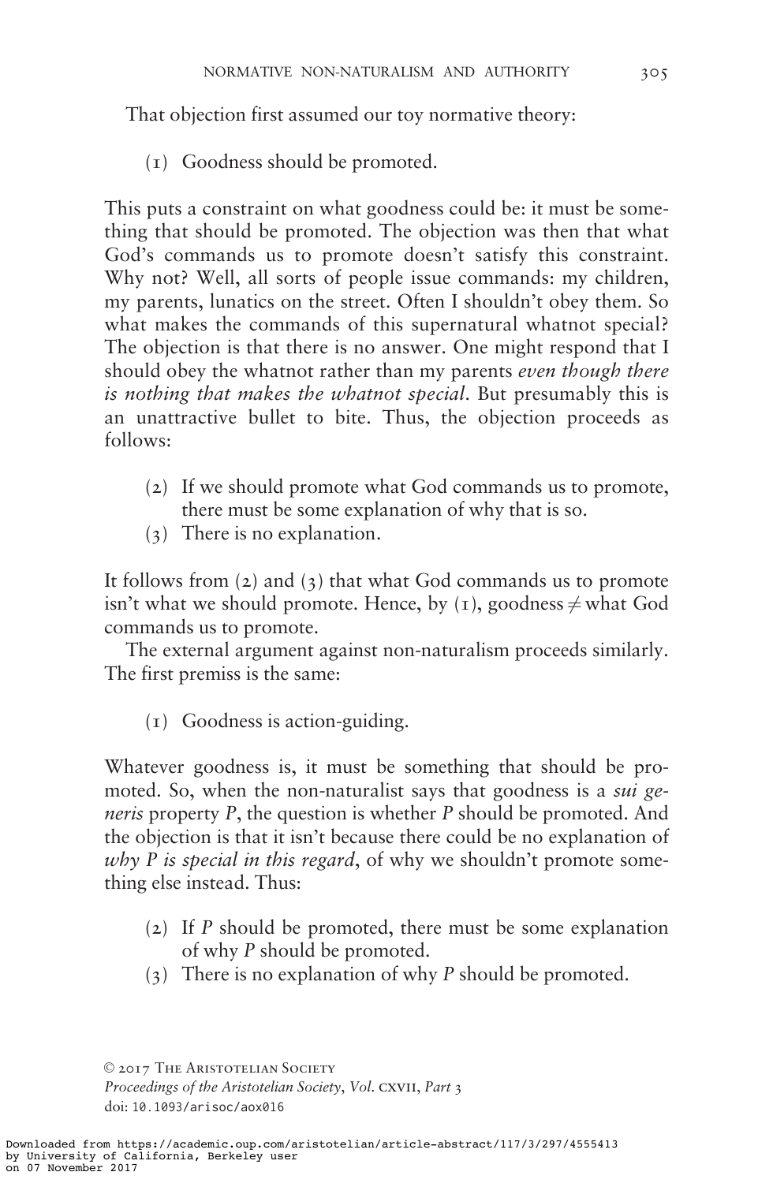That objection first assumed our toy normative theory:

(1) Goodness should be promoted.

This puts a constraint on what goodness could be: it must be something that should be promoted. The objection was then that what God's commands us to promote doesn't satisfy this constraint. Why not? Well, all sorts of people issue commands: my children, my parents, lunatics on the street. Often I shouldn't obey them. So what makes the commands of this supernatural whatnot special? The objection is that there is no answer. One might respond that I should obey the whatnot rather than my parents *even though there is nothing that makes the whatnot special*. But presumably this is an unattractive bullet to bite. Thus, the objection proceeds as follows:

(2) If we should promote what God commands us to promote, there must be some explanation of why that is so.
(3) There is no explanation.

It follows from (2) and (3) that what God commands us to promote isn't what we should promote. Hence, by (1), goodness ≠ what God commands us to promote.

The external argument against non-naturalism proceeds similarly. The first premiss is the same:

(1) Goodness is action-guiding.

Whatever goodness is, it must be something that should be promoted. So, when the non-naturalist says that goodness is a *sui generis* property *P*, the question is whether *P* should be promoted. And the objection is that it isn't because there could be no explanation of *why P is special in this regard*, of why we shouldn't promote something else instead. Thus:

(2) If *P* should be promoted, there must be some explanation of why *P* should be promoted.
(3) There is no explanation of why *P* should be promoted.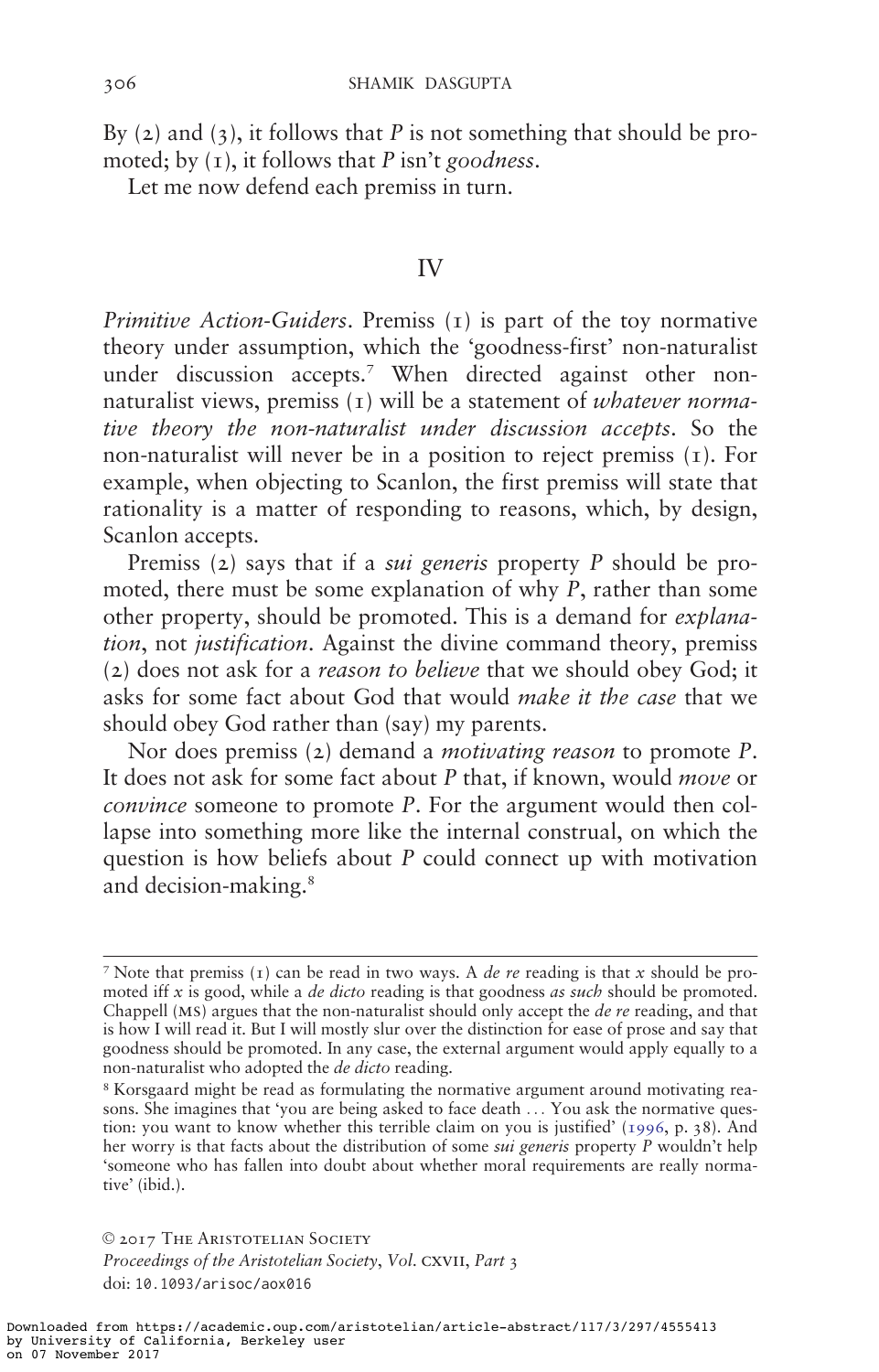By (2) and (3), it follows that *P* is not something that should be promoted; by (1), it follows that *P* isn't *goodness*.

Let me now defend each premiss in turn.

## IV

*Primitive Action-Guiders*. Premiss (1) is part of the toy normative theory under assumption, which the 'goodness-first' non-naturalist under discussion accepts.[7] When directed against other non-naturalist views, premiss (1) will be a statement of *whatever normative theory the non-naturalist under discussion accepts*. So the non-naturalist will never be in a position to reject premiss (1). For example, when objecting to Scanlon, the first premiss will state that rationality is a matter of responding to reasons, which, by design, Scanlon accepts.

Premiss (2) says that if a *sui generis* property *P* should be promoted, there must be some explanation of why *P*, rather than some other property, should be promoted. This is a demand for *explanation*, not *justification*. Against the divine command theory, premiss (2) does not ask for a *reason to believe* that we should obey God; it asks for some fact about God that would *make it the case* that we should obey God rather than (say) my parents.

Nor does premiss (2) demand a *motivating reason* to promote *P*. It does not ask for some fact about *P* that, if known, would *move* or *convince* someone to promote *P*. For the argument would then collapse into something more like the internal construal, on which the question is how beliefs about *P* could connect up with motivation and decision-making.[8]

---

[7] Note that premiss (1) can be read in two ways. A *de re* reading is that *x* should be promoted iff *x* is good, while a *de dicto* reading is that goodness *as such* should be promoted. Chappell (MS) argues that the non-naturalist should only accept the *de re* reading, and that is how I will read it. But I will mostly slur over the distinction for ease of prose and say that goodness should be promoted. In any case, the external argument would apply equally to a non-naturalist who adopted the *de dicto* reading.

[8] Korsgaard might be read as formulating the normative argument around motivating reasons. She imagines that 'you are being asked to face death ... You ask the normative question: you want to know whether this terrible claim on you is justified' (1996, p. 38). And her worry is that facts about the distribution of some *sui generis* property *P* wouldn't help 'someone who has fallen into doubt about whether moral requirements are really normative' (ibid.).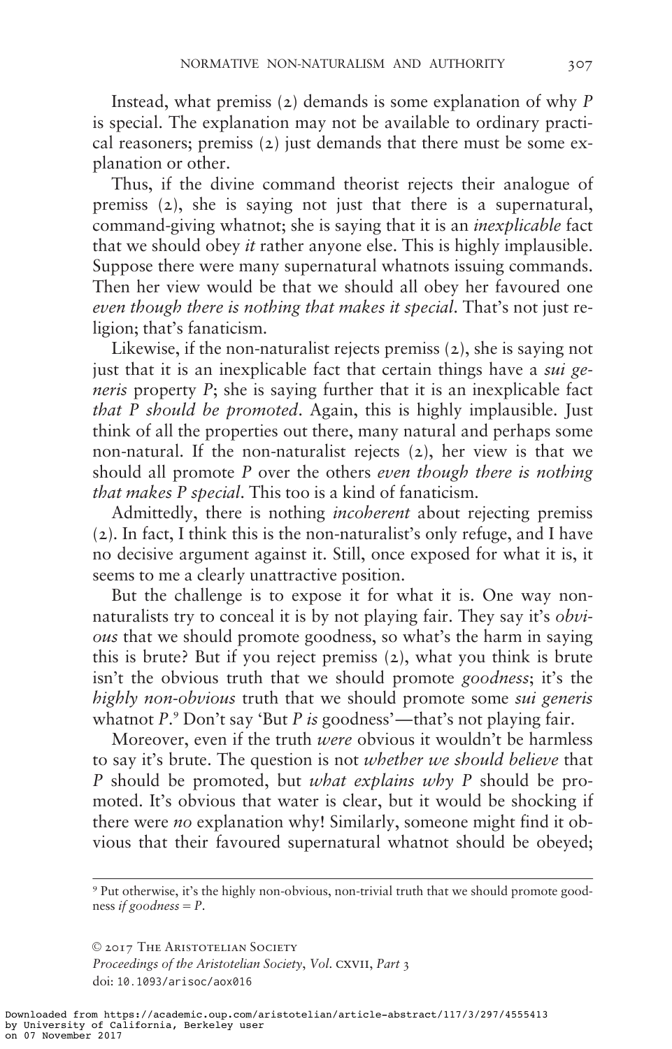Instead, what premiss (2) demands is some explanation of why *P* is special. The explanation may not be available to ordinary practical reasoners; premiss (2) just demands that there must be some explanation or other.

Thus, if the divine command theorist rejects their analogue of premiss (2), she is saying not just that there is a supernatural, command-giving whatnot; she is saying that it is an *inexplicable* fact that we should obey *it* rather anyone else. This is highly implausible. Suppose there were many supernatural whatnots issuing commands. Then her view would be that we should all obey her favoured one *even though there is nothing that makes it special*. That's not just religion; that's fanaticism.

Likewise, if the non-naturalist rejects premiss (2), she is saying not just that it is an inexplicable fact that certain things have a *sui generis* property *P*; she is saying further that it is an inexplicable fact *that P should be promoted*. Again, this is highly implausible. Just think of all the properties out there, many natural and perhaps some non-natural. If the non-naturalist rejects (2), her view is that we should all promote *P* over the others *even though there is nothing that makes P special*. This too is a kind of fanaticism.

Admittedly, there is nothing *incoherent* about rejecting premiss (2). In fact, I think this is the non-naturalist's only refuge, and I have no decisive argument against it. Still, once exposed for what it is, it seems to me a clearly unattractive position.

But the challenge is to expose it for what it is. One way non-naturalists try to conceal it is by not playing fair. They say it's *obvious* that we should promote goodness, so what's the harm in saying this is brute? But if you reject premiss (2), what you think is brute isn't the obvious truth that we should promote *goodness*; it's the *highly non-obvious* truth that we should promote some *sui generis* whatnot *P*.[9] Don't say 'But *P is* goodness'—that's not playing fair.

Moreover, even if the truth *were* obvious it wouldn't be harmless to say it's brute. The question is not *whether we should believe* that *P* should be promoted, but *what explains why P* should be promoted. It's obvious that water is clear, but it would be shocking if there were *no* explanation why! Similarly, someone might find it obvious that their favoured supernatural whatnot should be obeyed;

[9] Put otherwise, it's the highly non-obvious, non-trivial truth that we should promote goodness *if goodness = P*.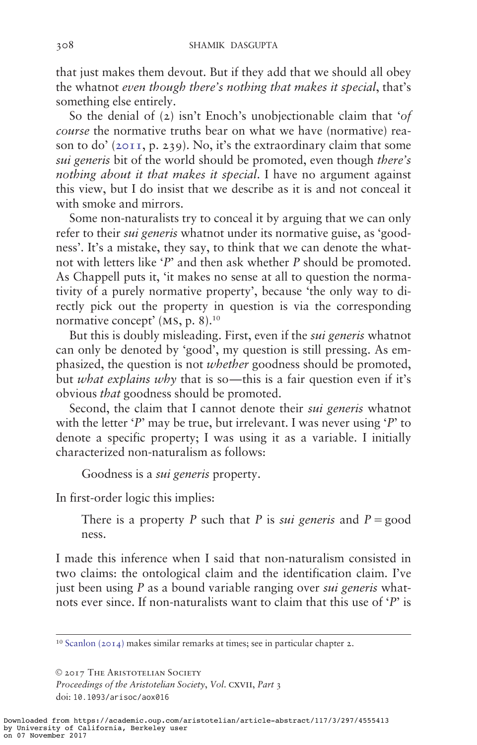that just makes them devout. But if they add that we should all obey the whatnot *even though there's nothing that makes it special*, that's something else entirely.

So the denial of (2) isn't Enoch's unobjectionable claim that '*of course* the normative truths bear on what we have (normative) reason to do' (2011, p. 239). No, it's the extraordinary claim that some *sui generis* bit of the world should be promoted, even though *there's nothing about it that makes it special*. I have no argument against this view, but I do insist that we describe as it is and not conceal it with smoke and mirrors.

Some non-naturalists try to conceal it by arguing that we can only refer to their *sui generis* whatnot under its normative guise, as 'goodness'. It's a mistake, they say, to think that we can denote the whatnot with letters like '*P*' and then ask whether *P* should be promoted. As Chappell puts it, 'it makes no sense at all to question the normativity of a purely normative property', because 'the only way to directly pick out the property in question is via the corresponding normative concept' (MS, p. 8).[10]

But this is doubly misleading. First, even if the *sui generis* whatnot can only be denoted by 'good', my question is still pressing. As emphasized, the question is not *whether* goodness should be promoted, but *what explains why* that is so—this is a fair question even if it's obvious *that* goodness should be promoted.

Second, the claim that I cannot denote their *sui generis* whatnot with the letter '*P*' may be true, but irrelevant. I was never using '*P*' to denote a specific property; I was using it as a variable. I initially characterized non-naturalism as follows:

> Goodness is a *sui generis* property.

In first-order logic this implies:

> There is a property *P* such that *P* is *sui generis* and *P* = goodness.

I made this inference when I said that non-naturalism consisted in two claims: the ontological claim and the identification claim. I've just been using *P* as a bound variable ranging over *sui generis* whatnots ever since. If non-naturalists want to claim that this use of '*P*' is

---

[10] Scanlon (2014) makes similar remarks at times; see in particular chapter 2.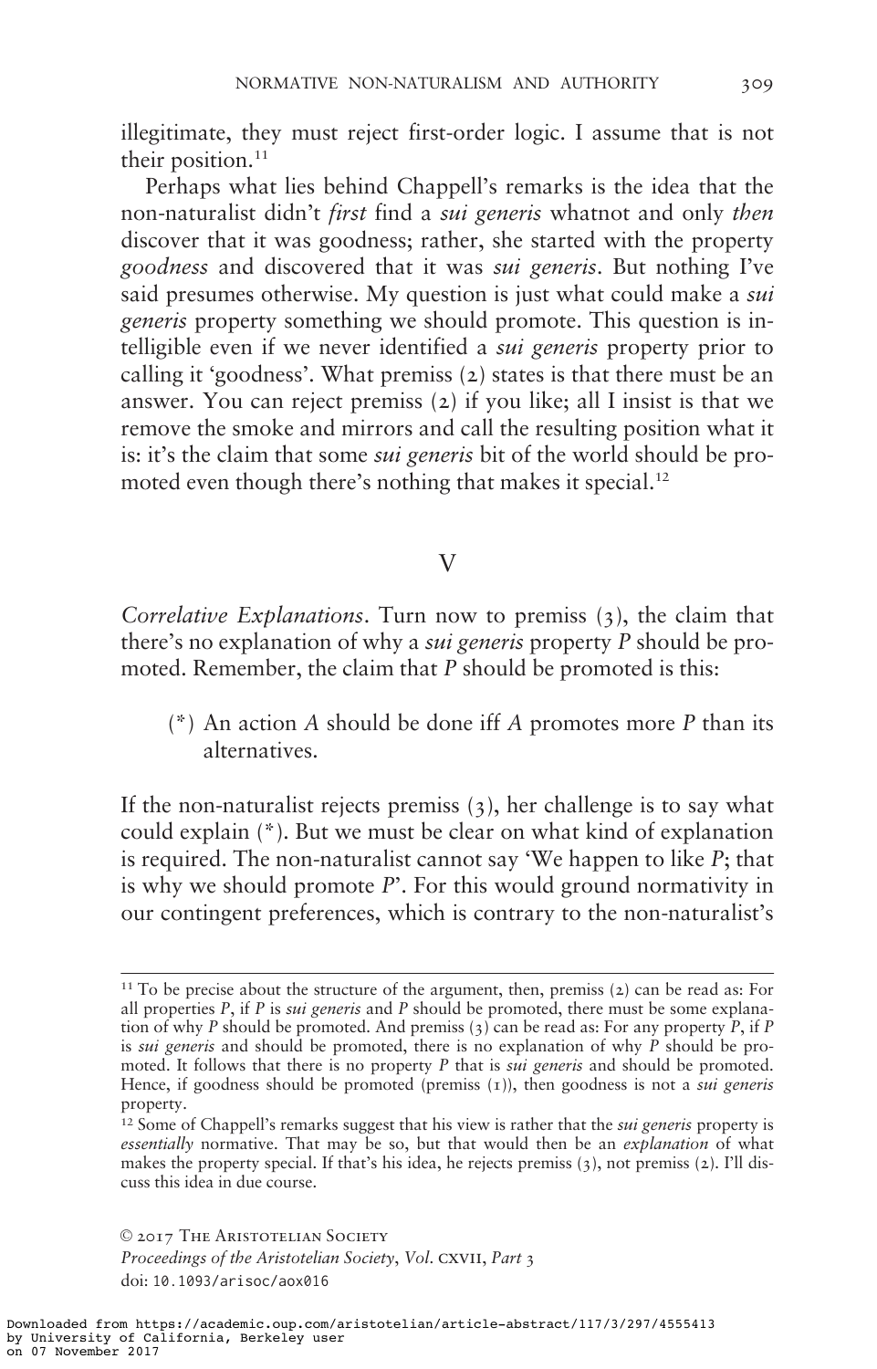illegitimate, they must reject first-order logic. I assume that is not their position.[11]

Perhaps what lies behind Chappell's remarks is the idea that the non-naturalist didn't *first* find a *sui generis* whatnot and only *then* discover that it was goodness; rather, she started with the property *goodness* and discovered that it was *sui generis*. But nothing I've said presumes otherwise. My question is just what could make a *sui generis* property something we should promote. This question is intelligible even if we never identified a *sui generis* property prior to calling it 'goodness'. What premiss (2) states is that there must be an answer. You can reject premiss (2) if you like; all I insist is that we remove the smoke and mirrors and call the resulting position what it is: it's the claim that some *sui generis* bit of the world should be promoted even though there's nothing that makes it special.[12]

## V

*Correlative Explanations*. Turn now to premiss (3), the claim that there's no explanation of why a *sui generis* property *P* should be promoted. Remember, the claim that *P* should be promoted is this:

> (*) An action *A* should be done iff *A* promotes more *P* than its alternatives.

If the non-naturalist rejects premiss (3), her challenge is to say what could explain (*). But we must be clear on what kind of explanation is required. The non-naturalist cannot say 'We happen to like *P*; that is why we should promote *P*'. For this would ground normativity in our contingent preferences, which is contrary to the non-naturalist's

---

[11] To be precise about the structure of the argument, then, premiss (2) can be read as: For all properties *P*, if *P* is *sui generis* and *P* should be promoted, there must be some explanation of why *P* should be promoted. And premiss (3) can be read as: For any property *P*, if *P* is *sui generis* and should be promoted, there is no explanation of why *P* should be promoted. It follows that there is no property *P* that is *sui generis* and should be promoted. Hence, if goodness should be promoted (premiss (1)), then goodness is not a *sui generis* property.

[12] Some of Chappell's remarks suggest that his view is rather that the *sui generis* property is *essentially* normative. That may be so, but that would then be an *explanation* of what makes the property special. If that's his idea, he rejects premiss (3), not premiss (2). I'll discuss this idea in due course.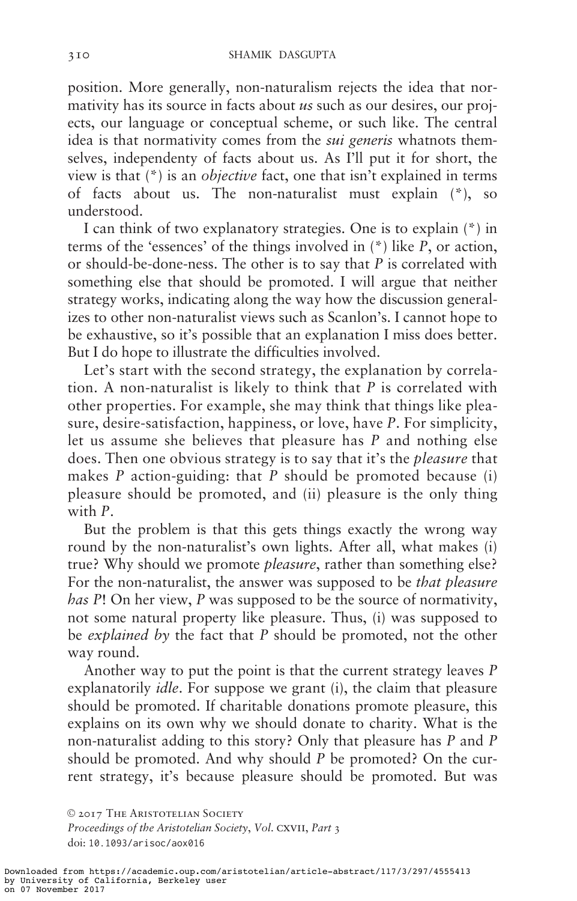position. More generally, non-naturalism rejects the idea that normativity has its source in facts about *us* such as our desires, our projects, our language or conceptual scheme, or such like. The central idea is that normativity comes from the *sui generis* whatnots themselves, independenty of facts about us. As I'll put it for short, the view is that (*) is an *objective* fact, one that isn't explained in terms of facts about us. The non-naturalist must explain (*), so understood.

I can think of two explanatory strategies. One is to explain (*) in terms of the 'essences' of the things involved in (*) like *P*, or action, or should-be-done-ness. The other is to say that *P* is correlated with something else that should be promoted. I will argue that neither strategy works, indicating along the way how the discussion generalizes to other non-naturalist views such as Scanlon's. I cannot hope to be exhaustive, so it's possible that an explanation I miss does better. But I do hope to illustrate the difficulties involved.

Let's start with the second strategy, the explanation by correlation. A non-naturalist is likely to think that *P* is correlated with other properties. For example, she may think that things like pleasure, desire-satisfaction, happiness, or love, have *P*. For simplicity, let us assume she believes that pleasure has *P* and nothing else does. Then one obvious strategy is to say that it's the *pleasure* that makes *P* action-guiding: that *P* should be promoted because (i) pleasure should be promoted, and (ii) pleasure is the only thing with *P*.

But the problem is that this gets things exactly the wrong way round by the non-naturalist's own lights. After all, what makes (i) true? Why should we promote *pleasure*, rather than something else? For the non-naturalist, the answer was supposed to be *that pleasure has P*! On her view, *P* was supposed to be the source of normativity, not some natural property like pleasure. Thus, (i) was supposed to be *explained by* the fact that *P* should be promoted, not the other way round.

Another way to put the point is that the current strategy leaves *P* explanatorily *idle*. For suppose we grant (i), the claim that pleasure should be promoted. If charitable donations promote pleasure, this explains on its own why we should donate to charity. What is the non-naturalist adding to this story? Only that pleasure has *P* and *P* should be promoted. And why should *P* be promoted? On the current strategy, it's because pleasure should be promoted. But was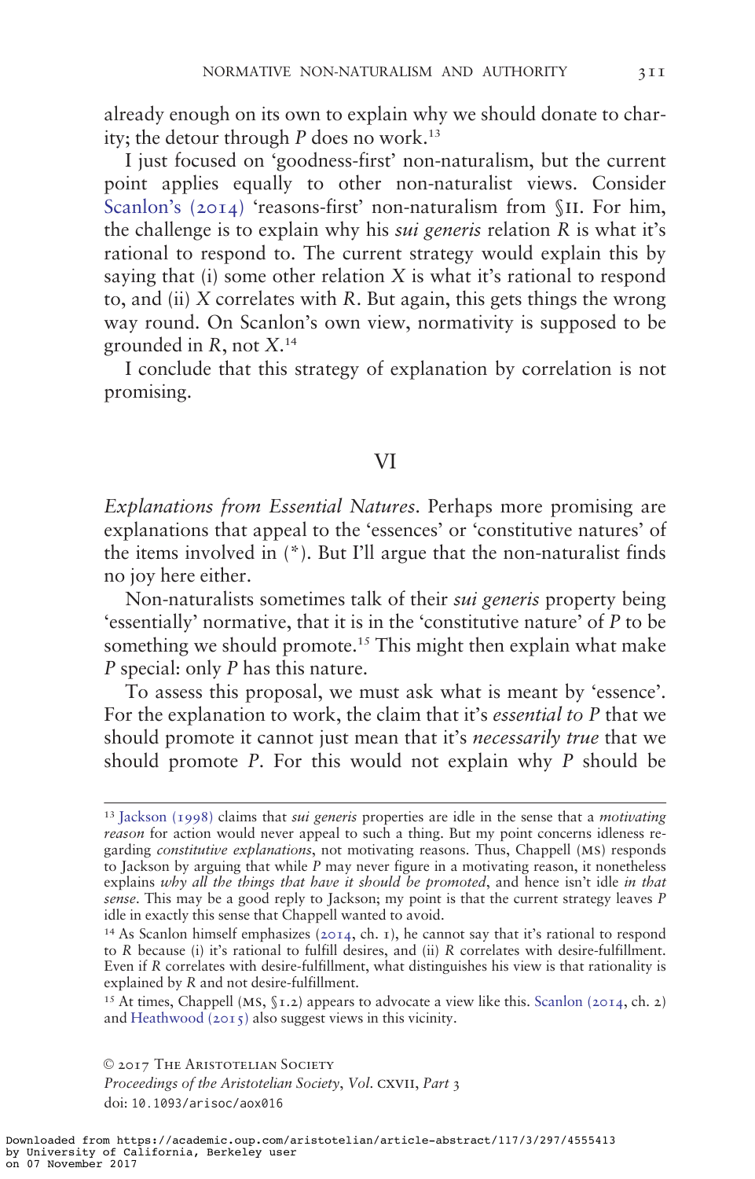already enough on its own to explain why we should donate to charity; the detour through *P* does no work.[13]

I just focused on 'goodness-first' non-naturalism, but the current point applies equally to other non-naturalist views. Consider Scanlon's (2014) 'reasons-first' non-naturalism from §II. For him, the challenge is to explain why his *sui generis* relation *R* is what it's rational to respond to. The current strategy would explain this by saying that (i) some other relation *X* is what it's rational to respond to, and (ii) *X* correlates with *R*. But again, this gets things the wrong way round. On Scanlon's own view, normativity is supposed to be grounded in *R*, not *X*.[14]

I conclude that this strategy of explanation by correlation is not promising.

## VI

*Explanations from Essential Natures*. Perhaps more promising are explanations that appeal to the 'essences' or 'constitutive natures' of the items involved in (*). But I'll argue that the non-naturalist finds no joy here either.

Non-naturalists sometimes talk of their *sui generis* property being 'essentially' normative, that it is in the 'constitutive nature' of *P* to be something we should promote.[15] This might then explain what make *P* special: only *P* has this nature.

To assess this proposal, we must ask what is meant by 'essence'. For the explanation to work, the claim that it's *essential to P* that we should promote it cannot just mean that it's *necessarily true* that we should promote *P*. For this would not explain why *P* should be

---

[13] Jackson (1998) claims that *sui generis* properties are idle in the sense that a *motivating reason* for action would never appeal to such a thing. But my point concerns idleness regarding *constitutive explanations*, not motivating reasons. Thus, Chappell (MS) responds to Jackson by arguing that while *P* may never figure in a motivating reason, it nonetheless explains *why all the things that have it should be promoted*, and hence isn't idle *in that sense*. This may be a good reply to Jackson; my point is that the current strategy leaves *P* idle in exactly this sense that Chappell wanted to avoid.

[14] As Scanlon himself emphasizes (2014, ch. 1), he cannot say that it's rational to respond to *R* because (i) it's rational to fulfill desires, and (ii) *R* correlates with desire-fulfillment. Even if *R* correlates with desire-fulfillment, what distinguishes his view is that rationality is explained by *R* and not desire-fulfillment.

[15] At times, Chappell (MS, §1.2) appears to advocate a view like this. Scanlon (2014, ch. 2) and Heathwood (2015) also suggest views in this vicinity.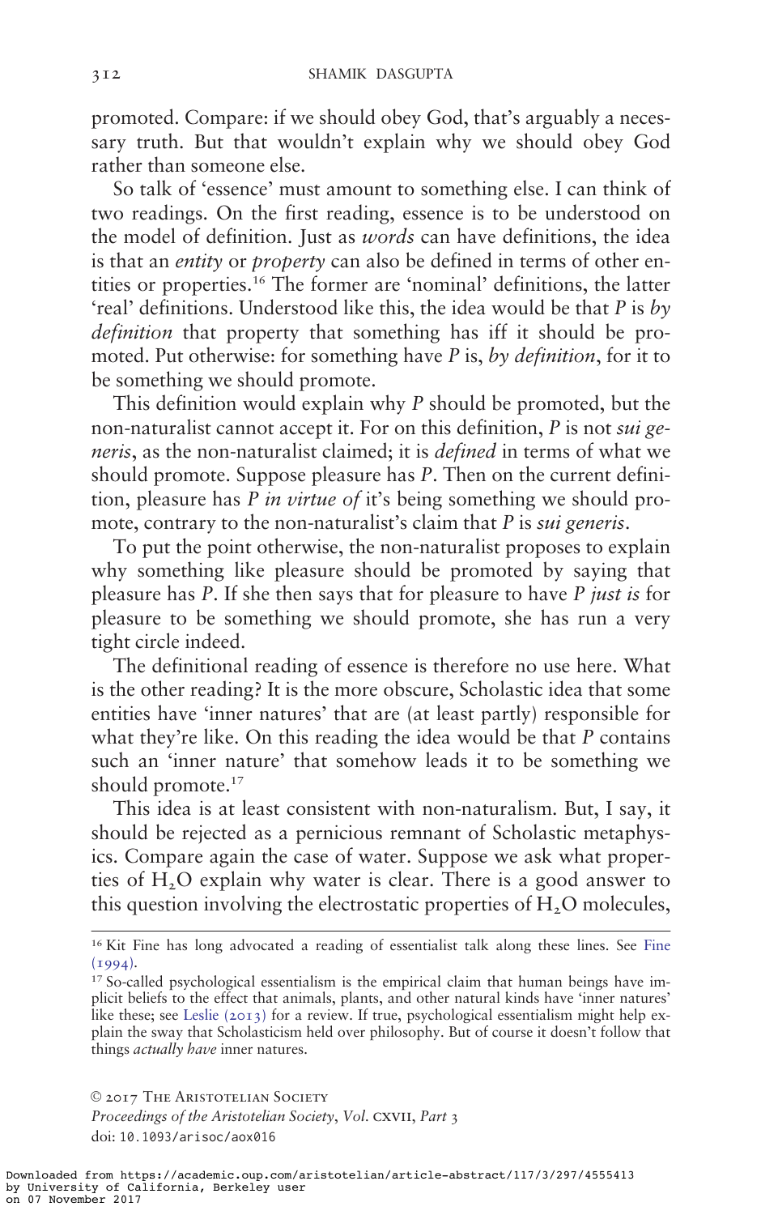promoted. Compare: if we should obey God, that's arguably a necessary truth. But that wouldn't explain why we should obey God rather than someone else.

So talk of 'essence' must amount to something else. I can think of two readings. On the first reading, essence is to be understood on the model of definition. Just as *words* can have definitions, the idea is that an *entity* or *property* can also be defined in terms of other entities or properties.[16] The former are 'nominal' definitions, the latter 'real' definitions. Understood like this, the idea would be that *P* is *by definition* that property that something has iff it should be promoted. Put otherwise: for something have *P* is, *by definition*, for it to be something we should promote.

This definition would explain why *P* should be promoted, but the non-naturalist cannot accept it. For on this definition, *P* is not *sui generis*, as the non-naturalist claimed; it is *defined* in terms of what we should promote. Suppose pleasure has *P*. Then on the current definition, pleasure has *P in virtue of* it's being something we should promote, contrary to the non-naturalist's claim that *P* is *sui generis*.

To put the point otherwise, the non-naturalist proposes to explain why something like pleasure should be promoted by saying that pleasure has *P*. If she then says that for pleasure to have *P just is* for pleasure to be something we should promote, she has run a very tight circle indeed.

The definitional reading of essence is therefore no use here. What is the other reading? It is the more obscure, Scholastic idea that some entities have 'inner natures' that are (at least partly) responsible for what they're like. On this reading the idea would be that *P* contains such an 'inner nature' that somehow leads it to be something we should promote.[17]

This idea is at least consistent with non-naturalism. But, I say, it should be rejected as a pernicious remnant of Scholastic metaphysics. Compare again the case of water. Suppose we ask what properties of $H_2O$ explain why water is clear. There is a good answer to this question involving the electrostatic properties of $H_2O$ molecules,

[16] Kit Fine has long advocated a reading of essentialist talk along these lines. See Fine (1994).

[17] So-called psychological essentialism is the empirical claim that human beings have implicit beliefs to the effect that animals, plants, and other natural kinds have 'inner natures' like these; see Leslie (2013) for a review. If true, psychological essentialism might help explain the sway that Scholasticism held over philosophy. But of course it doesn't follow that things *actually have* inner natures.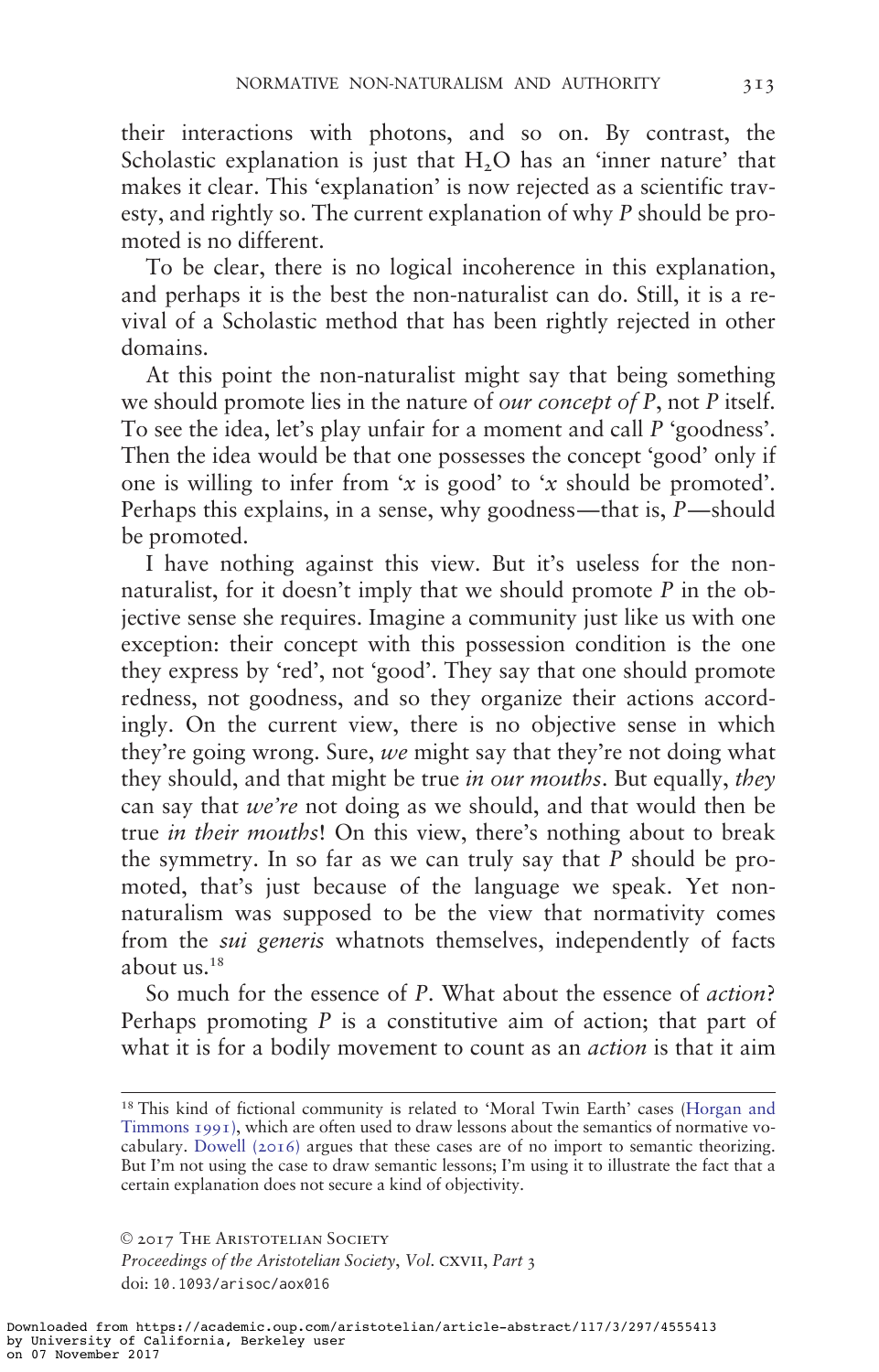their interactions with photons, and so on. By contrast, the Scholastic explanation is just that $H_2O$ has an 'inner nature' that makes it clear. This 'explanation' is now rejected as a scientific travesty, and rightly so. The current explanation of why *P* should be promoted is no different.

To be clear, there is no logical incoherence in this explanation, and perhaps it is the best the non-naturalist can do. Still, it is a revival of a Scholastic method that has been rightly rejected in other domains.

At this point the non-naturalist might say that being something we should promote lies in the nature of *our concept of P*, not *P* itself. To see the idea, let's play unfair for a moment and call *P* 'goodness'. Then the idea would be that one possesses the concept 'good' only if one is willing to infer from '*x* is good' to '*x* should be promoted'. Perhaps this explains, in a sense, why goodness—that is, *P*—should be promoted.

I have nothing against this view. But it's useless for the non-naturalist, for it doesn't imply that we should promote *P* in the objective sense she requires. Imagine a community just like us with one exception: their concept with this possession condition is the one they express by 'red', not 'good'. They say that one should promote redness, not goodness, and so they organize their actions accordingly. On the current view, there is no objective sense in which they're going wrong. Sure, *we* might say that they're not doing what they should, and that might be true *in our mouths*. But equally, *they* can say that *we're* not doing as we should, and that would then be true *in their mouths*! On this view, there's nothing about to break the symmetry. In so far as we can truly say that *P* should be promoted, that's just because of the language we speak. Yet non-naturalism was supposed to be the view that normativity comes from the *sui generis* whatnots themselves, independently of facts about us.[18]

So much for the essence of *P*. What about the essence of *action*? Perhaps promoting *P* is a constitutive aim of action; that part of what it is for a bodily movement to count as an *action* is that it aim

[18] This kind of fictional community is related to 'Moral Twin Earth' cases (Horgan and Timmons 1991), which are often used to draw lessons about the semantics of normative vocabulary. Dowell (2016) argues that these cases are of no import to semantic theorizing. But I'm not using the case to draw semantic lessons; I'm using it to illustrate the fact that a certain explanation does not secure a kind of objectivity.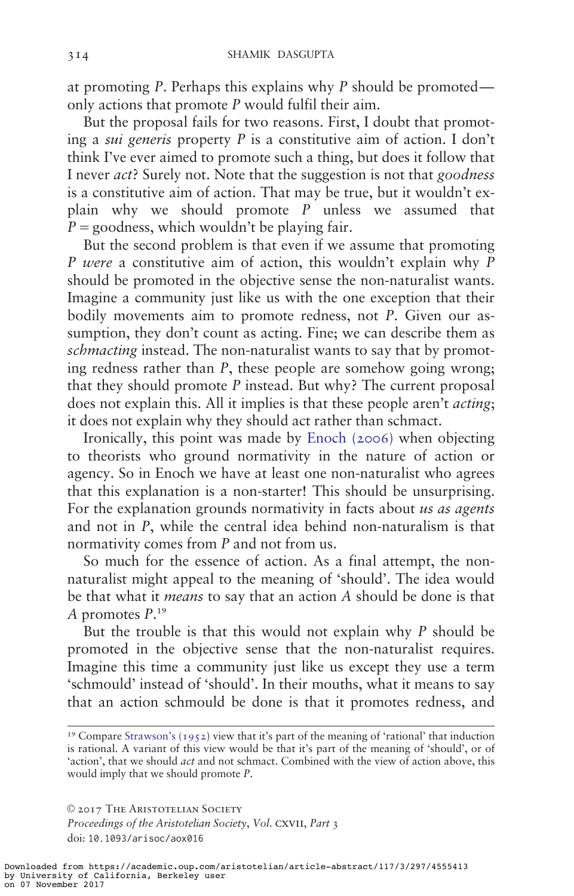at promoting *P*. Perhaps this explains why *P* should be promoted—only actions that promote *P* would fulfil their aim.

But the proposal fails for two reasons. First, I doubt that promoting a *sui generis* property *P* is a constitutive aim of action. I don't think I've ever aimed to promote such a thing, but does it follow that I never *act*? Surely not. Note that the suggestion is not that *goodness* is a constitutive aim of action. That may be true, but it wouldn't explain why we should promote *P* unless we assumed that *P* = goodness, which wouldn't be playing fair.

But the second problem is that even if we assume that promoting *P were* a constitutive aim of action, this wouldn't explain why *P* should be promoted in the objective sense the non-naturalist wants. Imagine a community just like us with the one exception that their bodily movements aim to promote redness, not *P*. Given our assumption, they don't count as acting. Fine; we can describe them as *schmacting* instead. The non-naturalist wants to say that by promoting redness rather than *P*, these people are somehow going wrong; that they should promote *P* instead. But why? The current proposal does not explain this. All it implies is that these people aren't *acting*; it does not explain why they should act rather than schmact.

Ironically, this point was made by Enoch (2006) when objecting to theorists who ground normativity in the nature of action or agency. So in Enoch we have at least one non-naturalist who agrees that this explanation is a non-starter! This should be unsurprising. For the explanation grounds normativity in facts about *us as agents* and not in *P*, while the central idea behind non-naturalism is that normativity comes from *P* and not from us.

So much for the essence of action. As a final attempt, the non-naturalist might appeal to the meaning of 'should'. The idea would be that what it *means* to say that an action *A* should be done is that *A* promotes *P*.[19]

But the trouble is that this would not explain why *P* should be promoted in the objective sense that the non-naturalist requires. Imagine this time a community just like us except they use a term 'schmould' instead of 'should'. In their mouths, what it means to say that an action schmould be done is that it promotes redness, and

[19] Compare Strawson's (1952) view that it's part of the meaning of 'rational' that induction is rational. A variant of this view would be that it's part of the meaning of 'should', or of 'action', that we should *act* and not schmact. Combined with the view of action above, this would imply that we should promote *P*.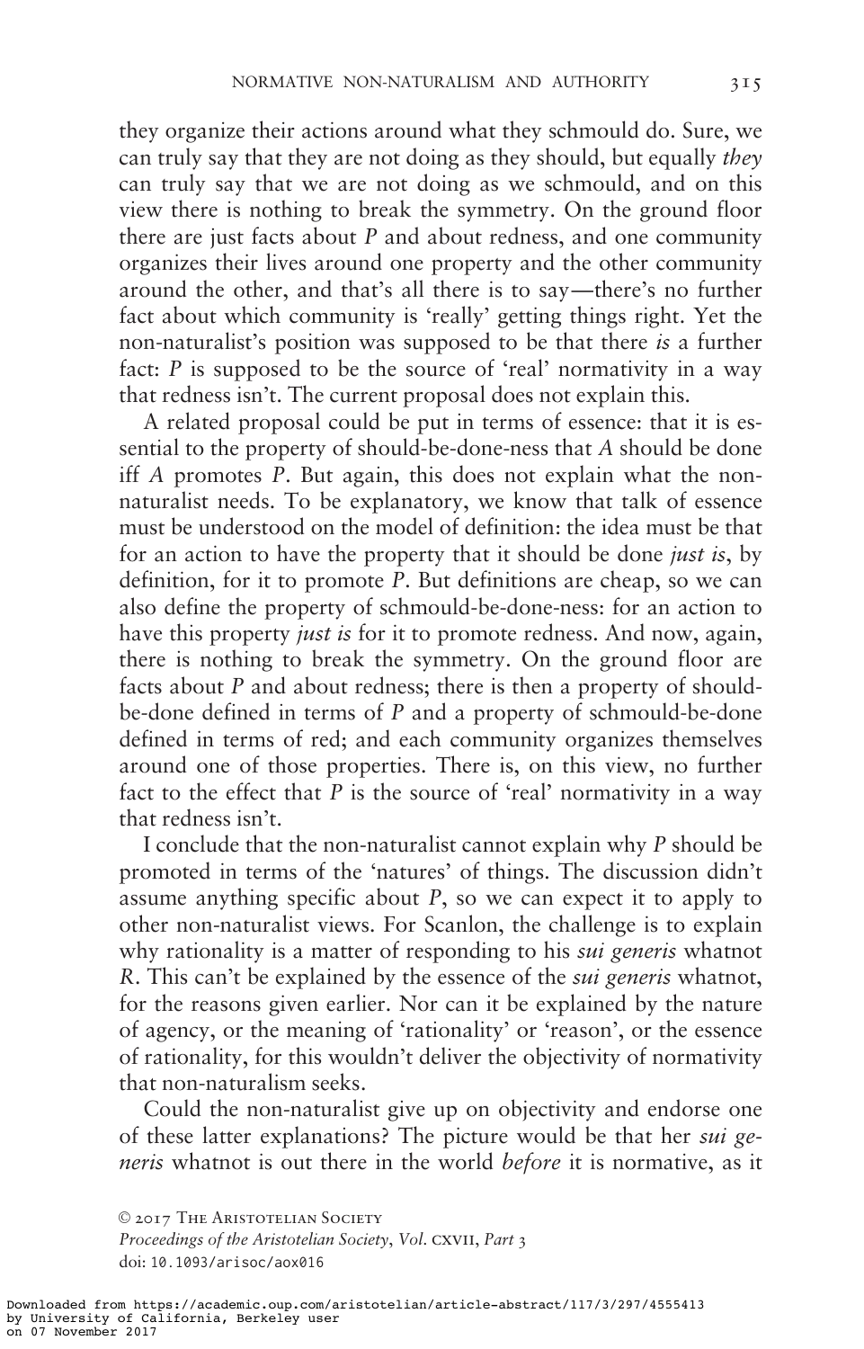they organize their actions around what they schmould do. Sure, we can truly say that they are not doing as they should, but equally *they* can truly say that we are not doing as we schmould, and on this view there is nothing to break the symmetry. On the ground floor there are just facts about *P* and about redness, and one community organizes their lives around one property and the other community around the other, and that's all there is to say—there's no further fact about which community is 'really' getting things right. Yet the non-naturalist's position was supposed to be that there *is* a further fact: *P* is supposed to be the source of 'real' normativity in a way that redness isn't. The current proposal does not explain this.

A related proposal could be put in terms of essence: that it is essential to the property of should-be-done-ness that *A* should be done iff *A* promotes *P*. But again, this does not explain what the non-naturalist needs. To be explanatory, we know that talk of essence must be understood on the model of definition: the idea must be that for an action to have the property that it should be done *just is*, by definition, for it to promote *P*. But definitions are cheap, so we can also define the property of schmould-be-done-ness: for an action to have this property *just is* for it to promote redness. And now, again, there is nothing to break the symmetry. On the ground floor are facts about *P* and about redness; there is then a property of should-be-done defined in terms of *P* and a property of schmould-be-done defined in terms of red; and each community organizes themselves around one of those properties. There is, on this view, no further fact to the effect that *P* is the source of 'real' normativity in a way that redness isn't.

I conclude that the non-naturalist cannot explain why *P* should be promoted in terms of the 'natures' of things. The discussion didn't assume anything specific about *P*, so we can expect it to apply to other non-naturalist views. For Scanlon, the challenge is to explain why rationality is a matter of responding to his *sui generis* whatnot *R*. This can't be explained by the essence of the *sui generis* whatnot, for the reasons given earlier. Nor can it be explained by the nature of agency, or the meaning of 'rationality' or 'reason', or the essence of rationality, for this wouldn't deliver the objectivity of normativity that non-naturalism seeks.

Could the non-naturalist give up on objectivity and endorse one of these latter explanations? The picture would be that her *sui generis* whatnot is out there in the world *before* it is normative, as it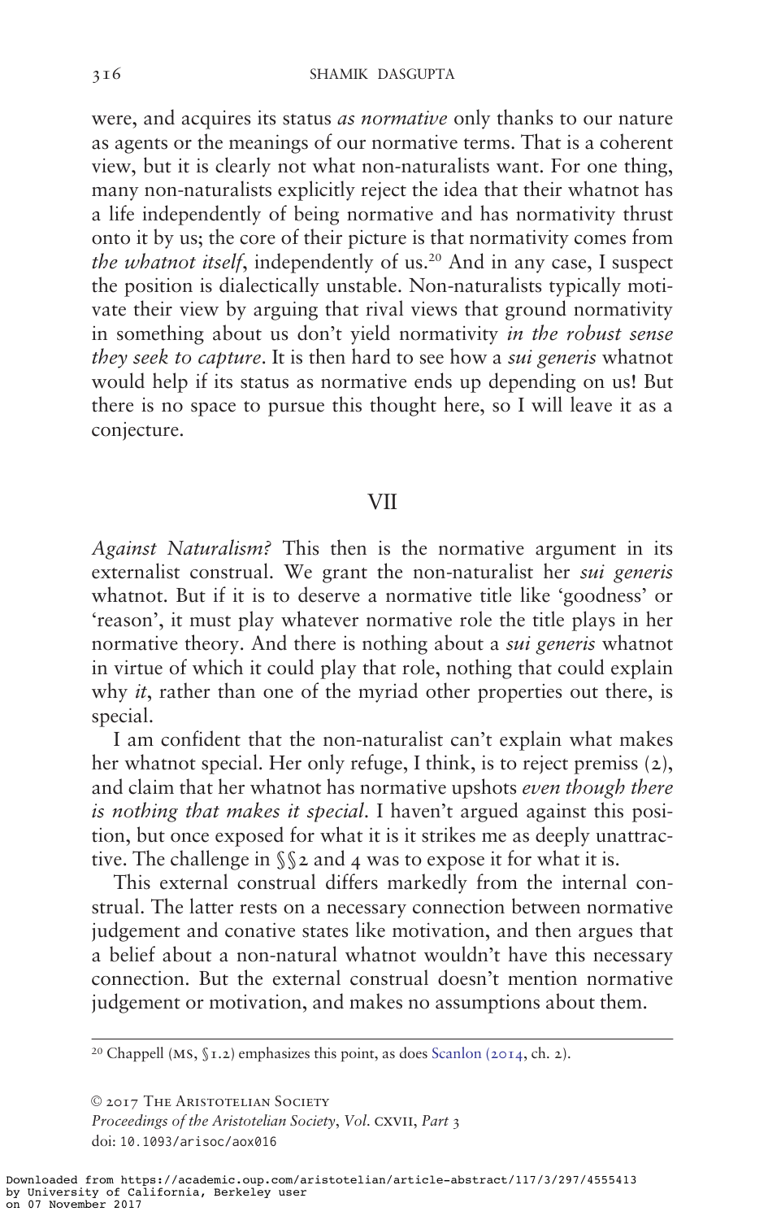were, and acquires its status *as normative* only thanks to our nature as agents or the meanings of our normative terms. That is a coherent view, but it is clearly not what non-naturalists want. For one thing, many non-naturalists explicitly reject the idea that their whatnot has a life independently of being normative and has normativity thrust onto it by us; the core of their picture is that normativity comes from *the whatnot itself*, independently of us.[20] And in any case, I suspect the position is dialectically unstable. Non-naturalists typically motivate their view by arguing that rival views that ground normativity in something about us don't yield normativity *in the robust sense they seek to capture*. It is then hard to see how a *sui generis* whatnot would help if its status as normative ends up depending on us! But there is no space to pursue this thought here, so I will leave it as a conjecture.

## VII

*Against Naturalism?* This then is the normative argument in its externalist construal. We grant the non-naturalist her *sui generis* whatnot. But if it is to deserve a normative title like 'goodness' or 'reason', it must play whatever normative role the title plays in her normative theory. And there is nothing about a *sui generis* whatnot in virtue of which it could play that role, nothing that could explain why *it*, rather than one of the myriad other properties out there, is special.

I am confident that the non-naturalist can't explain what makes her whatnot special. Her only refuge, I think, is to reject premiss (2), and claim that her whatnot has normative upshots *even though there is nothing that makes it special*. I haven't argued against this position, but once exposed for what it is it strikes me as deeply unattractive. The challenge in §§2 and 4 was to expose it for what it is.

This external construal differs markedly from the internal construal. The latter rests on a necessary connection between normative judgement and conative states like motivation, and then argues that a belief about a non-natural whatnot wouldn't have this necessary connection. But the external construal doesn't mention normative judgement or motivation, and makes no assumptions about them.

[20] Chappell (MS, §1.2) emphasizes this point, as does Scanlon (2014, ch. 2).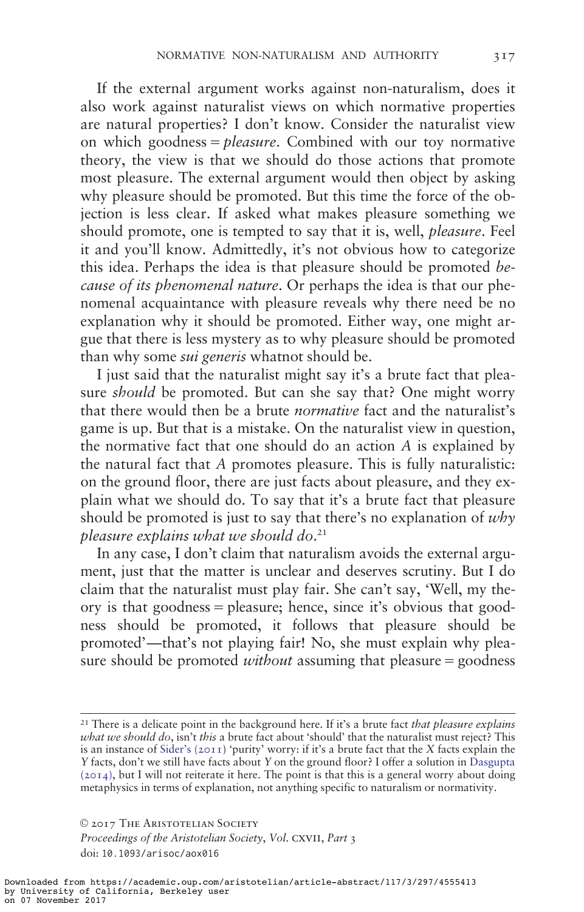If the external argument works against non-naturalism, does it also work against naturalist views on which normative properties are natural properties? I don't know. Consider the naturalist view on which goodness = *pleasure*. Combined with our toy normative theory, the view is that we should do those actions that promote most pleasure. The external argument would then object by asking why pleasure should be promoted. But this time the force of the objection is less clear. If asked what makes pleasure something we should promote, one is tempted to say that it is, well, *pleasure*. Feel it and you'll know. Admittedly, it's not obvious how to categorize this idea. Perhaps the idea is that pleasure should be promoted *because of its phenomenal nature*. Or perhaps the idea is that our phenomenal acquaintance with pleasure reveals why there need be no explanation why it should be promoted. Either way, one might argue that there is less mystery as to why pleasure should be promoted than why some *sui generis* whatnot should be.

I just said that the naturalist might say it's a brute fact that pleasure *should* be promoted. But can she say that? One might worry that there would then be a brute *normative* fact and the naturalist's game is up. But that is a mistake. On the naturalist view in question, the normative fact that one should do an action *A* is explained by the natural fact that *A* promotes pleasure. This is fully naturalistic: on the ground floor, there are just facts about pleasure, and they explain what we should do. To say that it's a brute fact that pleasure should be promoted is just to say that there's no explanation of *why pleasure explains what we should do*.[21]

In any case, I don't claim that naturalism avoids the external argument, just that the matter is unclear and deserves scrutiny. But I do claim that the naturalist must play fair. She can't say, 'Well, my theory is that goodness = pleasure; hence, since it's obvious that goodness should be promoted, it follows that pleasure should be promoted'—that's not playing fair! No, she must explain why pleasure should be promoted *without* assuming that pleasure = goodness

[21] There is a delicate point in the background here. If it's a brute fact *that pleasure explains what we should do*, isn't *this* a brute fact about 'should' that the naturalist must reject? This is an instance of Sider's (2011) 'purity' worry: if it's a brute fact that the *X* facts explain the *Y* facts, don't we still have facts about *Y* on the ground floor? I offer a solution in Dasgupta (2014), but I will not reiterate it here. The point is that this is a general worry about doing metaphysics in terms of explanation, not anything specific to naturalism or normativity.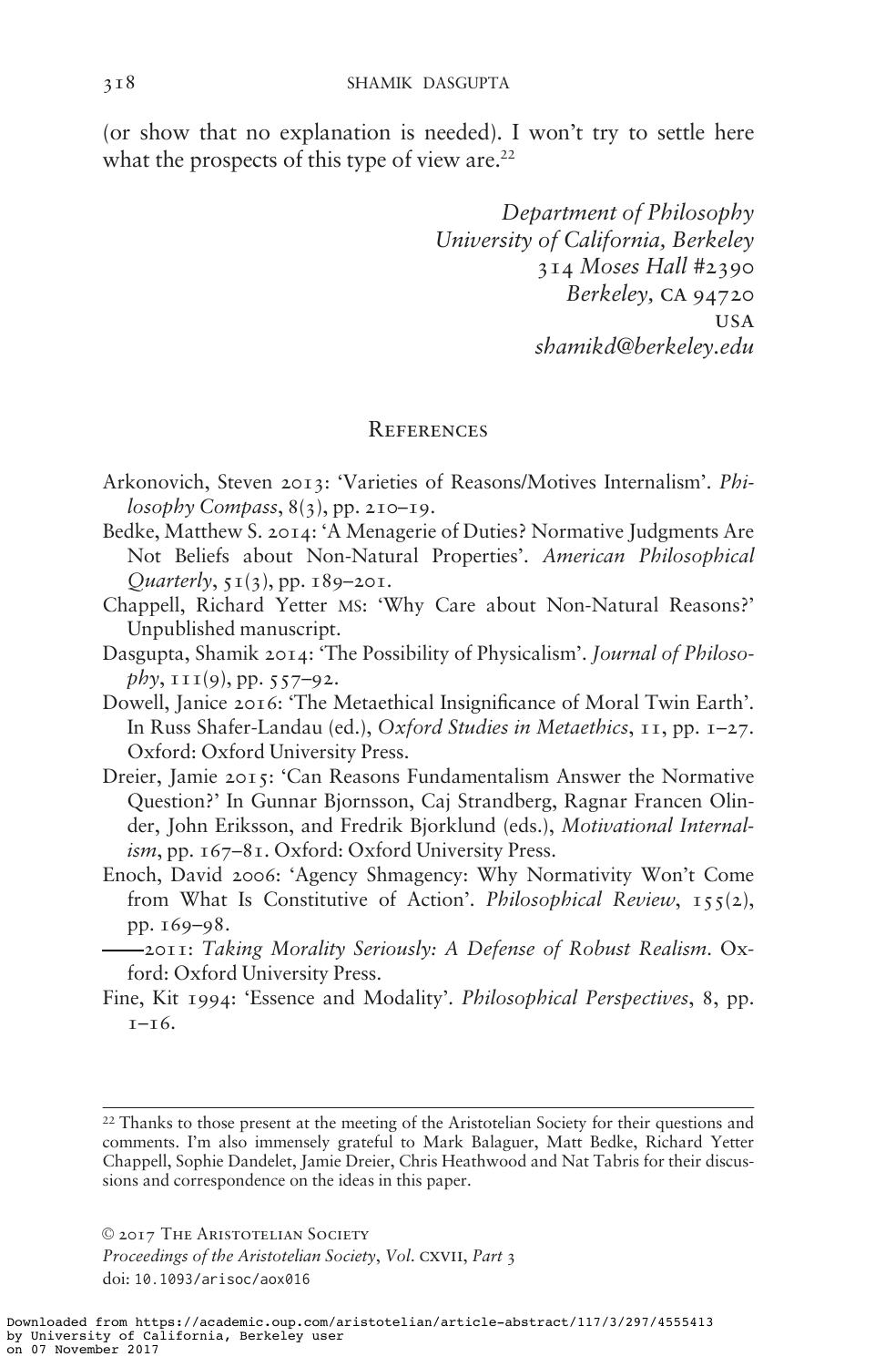(or show that no explanation is needed). I won't try to settle here what the prospects of this type of view are.[22]

*Department of Philosophy*
*University of California, Berkeley*
*314 Moses Hall #2390*
*Berkeley, CA 94720*
*USA*
*shamikd@berkeley.edu*

## References

Arkonovich, Steven 2013: 'Varieties of Reasons/Motives Internalism'. *Philosophy Compass*, 8(3), pp. 210–19.

Bedke, Matthew S. 2014: 'A Menagerie of Duties? Normative Judgments Are Not Beliefs about Non-Natural Properties'. *American Philosophical Quarterly*, 51(3), pp. 189–201.

Chappell, Richard Yetter MS: 'Why Care about Non-Natural Reasons?' Unpublished manuscript.

Dasgupta, Shamik 2014: 'The Possibility of Physicalism'. *Journal of Philosophy*, 111(9), pp. 557–92.

Dowell, Janice 2016: 'The Metaethical Insignificance of Moral Twin Earth'. In Russ Shafer-Landau (ed.), *Oxford Studies in Metaethics*, 11, pp. 1–27. Oxford: Oxford University Press.

Dreier, Jamie 2015: 'Can Reasons Fundamentalism Answer the Normative Question?' In Gunnar Bjornsson, Caj Strandberg, Ragnar Francen Olinder, John Eriksson, and Fredrik Bjorklund (eds.), *Motivational Internalism*, pp. 167–81. Oxford: Oxford University Press.

Enoch, David 2006: 'Agency Shmagency: Why Normativity Won't Come from What Is Constitutive of Action'. *Philosophical Review*, 155(2), pp. 169–98.

——2011: *Taking Morality Seriously: A Defense of Robust Realism*. Oxford: Oxford University Press.

Fine, Kit 1994: 'Essence and Modality'. *Philosophical Perspectives*, 8, pp. 1–16.

---

[22] Thanks to those present at the meeting of the Aristotelian Society for their questions and comments. I'm also immensely grateful to Mark Balaguer, Matt Bedke, Richard Yetter Chappell, Sophie Dandelet, Jamie Dreier, Chris Heathwood and Nat Tabris for their discussions and correspondence on the ideas in this paper.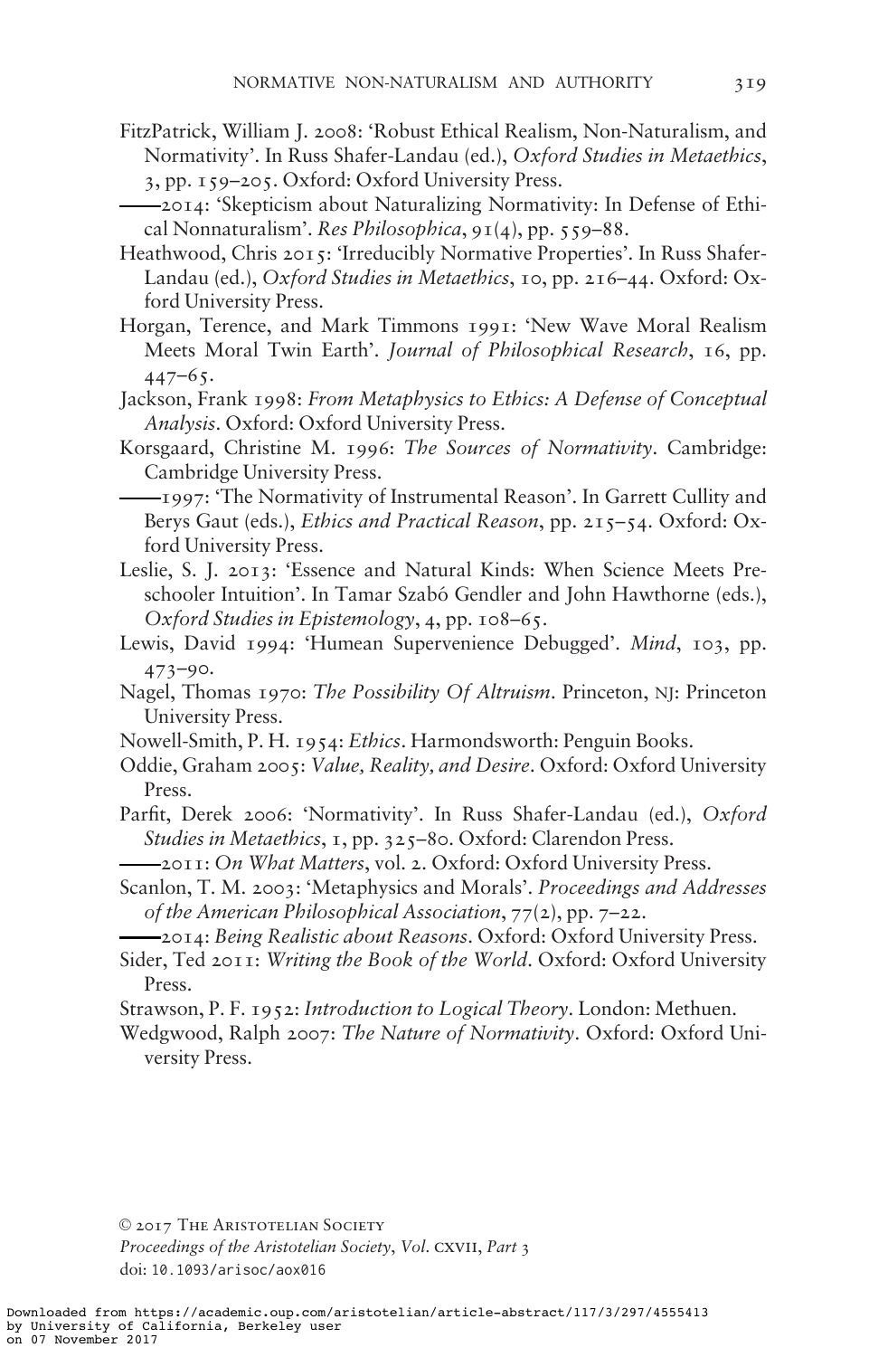FitzPatrick, William J. 2008: 'Robust Ethical Realism, Non-Naturalism, and Normativity'. In Russ Shafer-Landau (ed.), *Oxford Studies in Metaethics*, 3, pp. 159–205. Oxford: Oxford University Press.

——2014: 'Skepticism about Naturalizing Normativity: In Defense of Ethical Nonnaturalism'. *Res Philosophica*, 91(4), pp. 559–88.

Heathwood, Chris 2015: 'Irreducibly Normative Properties'. In Russ Shafer-Landau (ed.), *Oxford Studies in Metaethics*, 10, pp. 216–44. Oxford: Oxford University Press.

Horgan, Terence, and Mark Timmons 1991: 'New Wave Moral Realism Meets Moral Twin Earth'. *Journal of Philosophical Research*, 16, pp. 447–65.

Jackson, Frank 1998: *From Metaphysics to Ethics: A Defense of Conceptual Analysis*. Oxford: Oxford University Press.

Korsgaard, Christine M. 1996: *The Sources of Normativity*. Cambridge: Cambridge University Press.

——1997: 'The Normativity of Instrumental Reason'. In Garrett Cullity and Berys Gaut (eds.), *Ethics and Practical Reason*, pp. 215–54. Oxford: Oxford University Press.

Leslie, S. J. 2013: 'Essence and Natural Kinds: When Science Meets Preschooler Intuition'. In Tamar Szabó Gendler and John Hawthorne (eds.), *Oxford Studies in Epistemology*, 4, pp. 108–65.

Lewis, David 1994: 'Humean Supervenience Debugged'. *Mind*, 103, pp. 473–90.

Nagel, Thomas 1970: *The Possibility Of Altruism*. Princeton, NJ: Princeton University Press.

Nowell-Smith, P. H. 1954: *Ethics*. Harmondsworth: Penguin Books.

Oddie, Graham 2005: *Value, Reality, and Desire*. Oxford: Oxford University Press.

Parfit, Derek 2006: 'Normativity'. In Russ Shafer-Landau (ed.), *Oxford Studies in Metaethics*, 1, pp. 325–80. Oxford: Clarendon Press.

——2011: *On What Matters*, vol. 2. Oxford: Oxford University Press.

Scanlon, T. M. 2003: 'Metaphysics and Morals'. *Proceedings and Addresses of the American Philosophical Association*, 77(2), pp. 7–22.

——2014: *Being Realistic about Reasons*. Oxford: Oxford University Press.

Sider, Ted 2011: *Writing the Book of the World*. Oxford: Oxford University Press.

Strawson, P. F. 1952: *Introduction to Logical Theory*. London: Methuen.

Wedgwood, Ralph 2007: *The Nature of Normativity*. Oxford: Oxford University Press.

© 2017 The Aristotelian Society
*Proceedings of the Aristotelian Society*, Vol. CXVII, Part 3
doi: 10.1093/arisoc/aox016